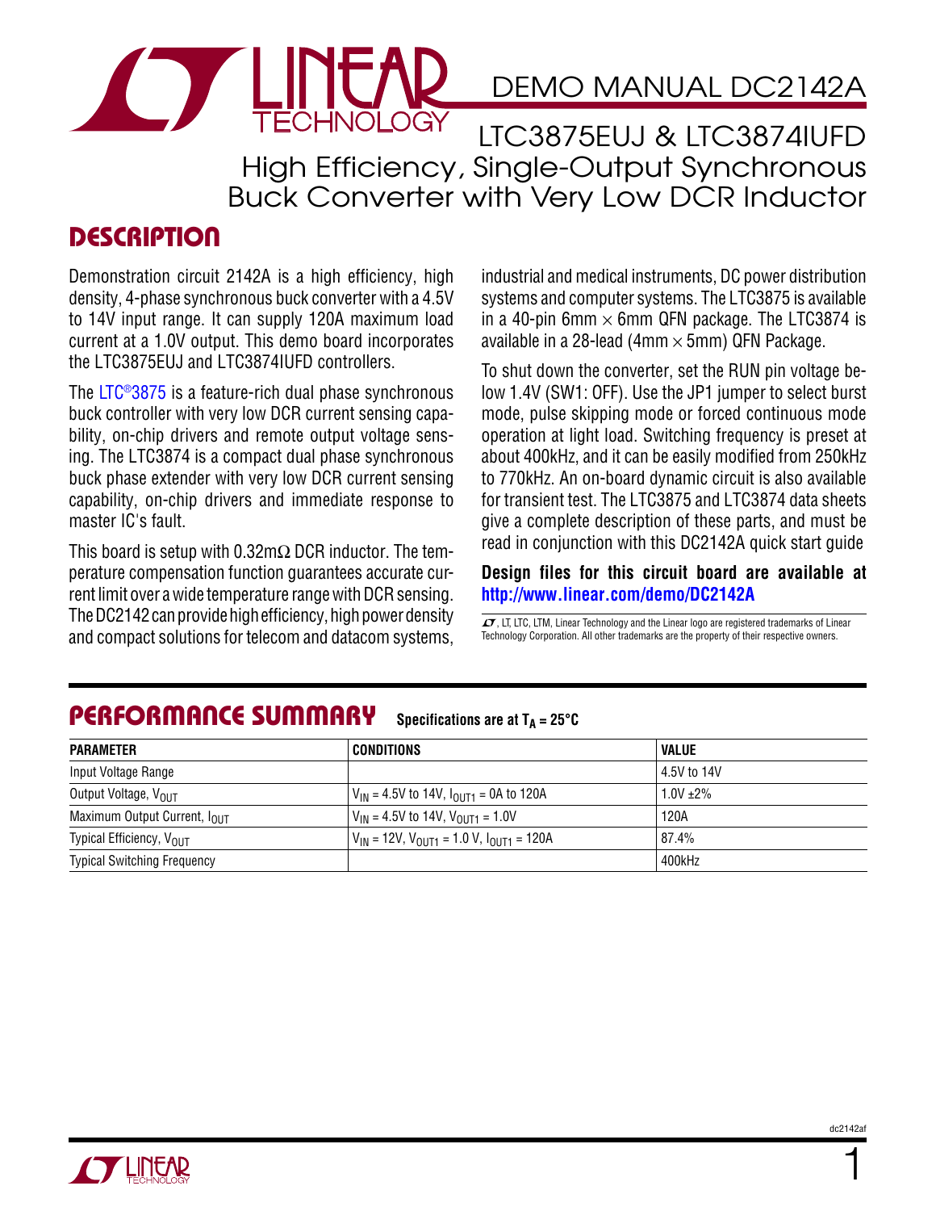# DEMO MANUAL DC2142A

## LTC3875EUJ & LTC3874IUFD High Efficiency, Single-Output Synchronous Buck Converter with Very Low DCR Inductor

## DESCRIPTION

Demonstration circuit 2142A is a high efficiency, high density, 4-phase synchronous buck converter with a 4.5V to 14V input range. It can supply 120A maximum load current at a 1.0V output. This demo board incorporates the LTC3875EUJ and LTC3874IUFD controllers.

The LTC®3875 is a feature-rich dual phase synchronous buck controller with very low DCR current sensing capability, on-chip drivers and remote output voltage sensing. The LTC3874 is a compact dual phase synchronous buck phase extender with very low DCR current sensing capability, on-chip drivers and immediate response to master IC's fault.

This board is setup with 0.32mΩ DCR inductor. The temperature compensation function guarantees accurate current limit over a wide temperature range with DCR sensing. The DC2142 can provide high efficiency, high power density and compact solutions for telecom and datacom systems, industrial and medical instruments, DC power distribution systems and computer systems. The LTC3875 is available in a 40-pin 6mm × 6mm QFN package. The LTC3874 is available in a 28-lead (4mm × 5mm) QFN Package.

To shut down the converter, set the RUN pin voltage below 1.4V (SW1: OFF). Use the JP1 jumper to select burst mode, pulse skipping mode or forced continuous mode operation at light load. Switching frequency is preset at about 400kHz, and it can be easily modified from 250kHz to 770kHz. An on-board dynamic circuit is also available for transient test. The LTC3875 and LTC3874 data sheets give a complete description of these parts, and must be read in conjunction with this DC2142A quick start guide

**Design files for this circuit board are available at http://www.linear.com/demo/DC2142A**

LT, LT, LTC, LTM, Linear Technology and the Linear logo are registered trademarks of Linear Technology Corporation. All other trademarks are the property of their respective owners.

## PERFORMANCE SUMMARY

Specifications are at $T_A = 25°C$

| PARAMETER | CONDITIONS | VALUE |
|---|---|---|
| Input Voltage Range | | 4.5V to 14V |
| Output Voltage, $V_{OUT}$ | $V_{IN}$ = 4.5V to 14V, $I_{OUT1}$ = 0A to 120A | 1.0V ±2% |
| Maximum Output Current, $I_{OUT}$ | $V_{IN}$ = 4.5V to 14V, $V_{OUT1}$ = 1.0V | 120A |
| Typical Efficiency, $V_{OUT}$ | $V_{IN}$ = 12V, $V_{OUT1}$ = 1.0 V, $I_{OUT1}$ = 120A | 87.4% |
| Typical Switching Frequency | | 400kHz |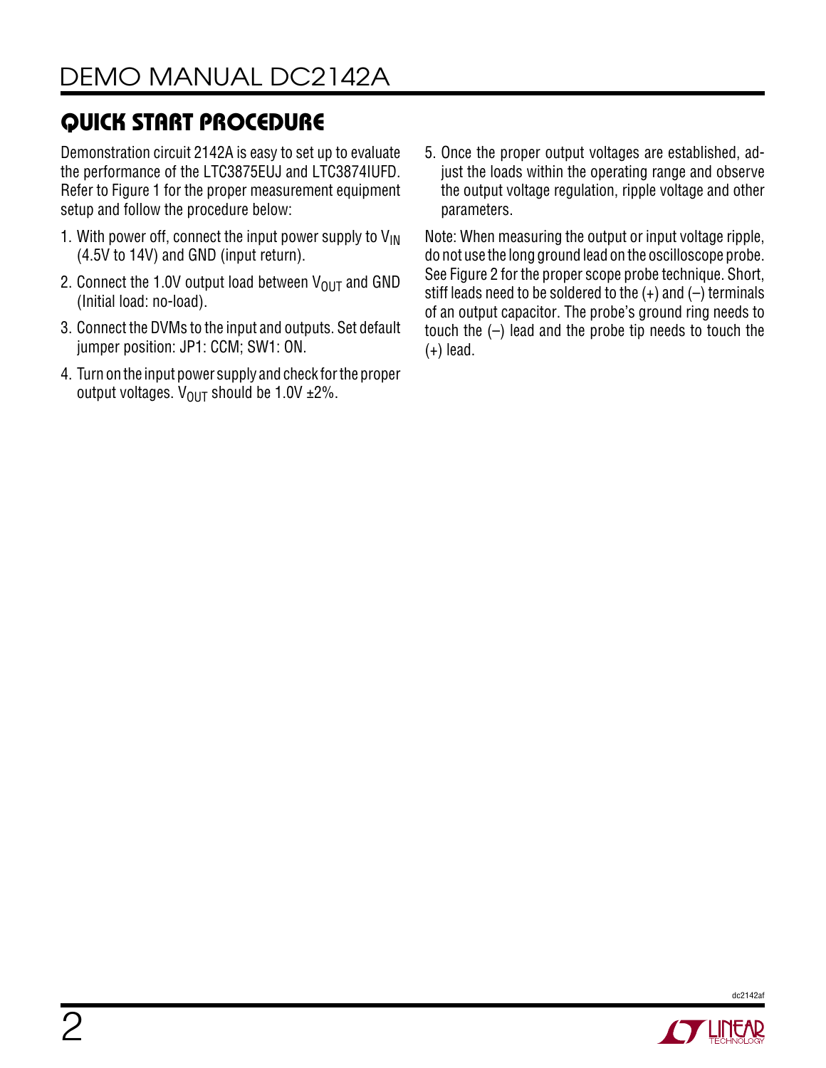## QUICK START PROCEDURE

Demonstration circuit 2142A is easy to set up to evaluate the performance of the LTC3875EUJ and LTC3874IUFD. Refer to Figure 1 for the proper measurement equipment setup and follow the procedure below:

1. With power off, connect the input power supply to $V_{IN}$ (4.5V to 14V) and GND (input return).
2. Connect the 1.0V output load between $V_{OUT}$ and GND (Initial load: no-load).
3. Connect the DVMs to the input and outputs. Set default jumper position: JP1: CCM; SW1: ON.
4. Turn on the input power supply and check for the proper output voltages. $V_{OUT}$ should be 1.0V ±2%.
5. Once the proper output voltages are established, adjust the loads within the operating range and observe the output voltage regulation, ripple voltage and other parameters.

Note: When measuring the output or input voltage ripple, do not use the long ground lead on the oscilloscope probe. See Figure 2 for the proper scope probe technique. Short, stiff leads need to be soldered to the (+) and (–) terminals of an output capacitor. The probe's ground ring needs to touch the (–) lead and the probe tip needs to touch the (+) lead.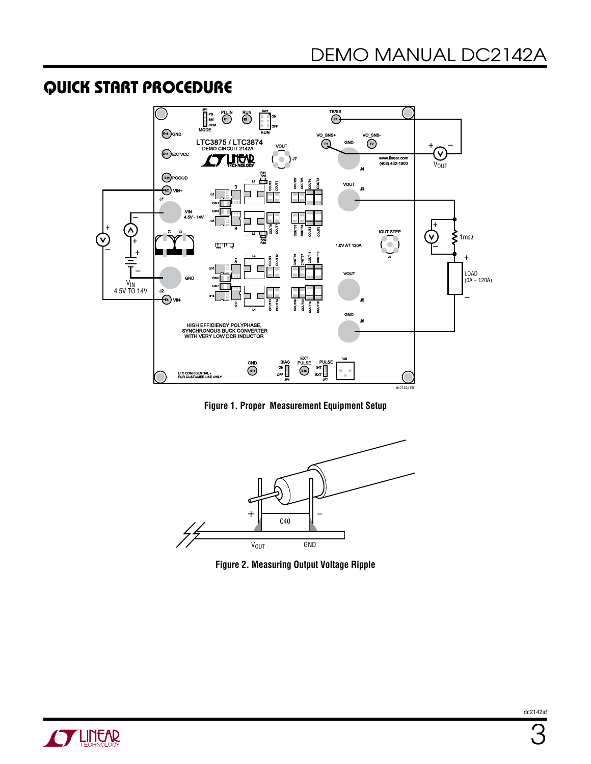## QUICK START PROCEDURE

Figure 1. Proper Measurement Equipment Setup

Figure 2. Measuring Output Voltage Ripple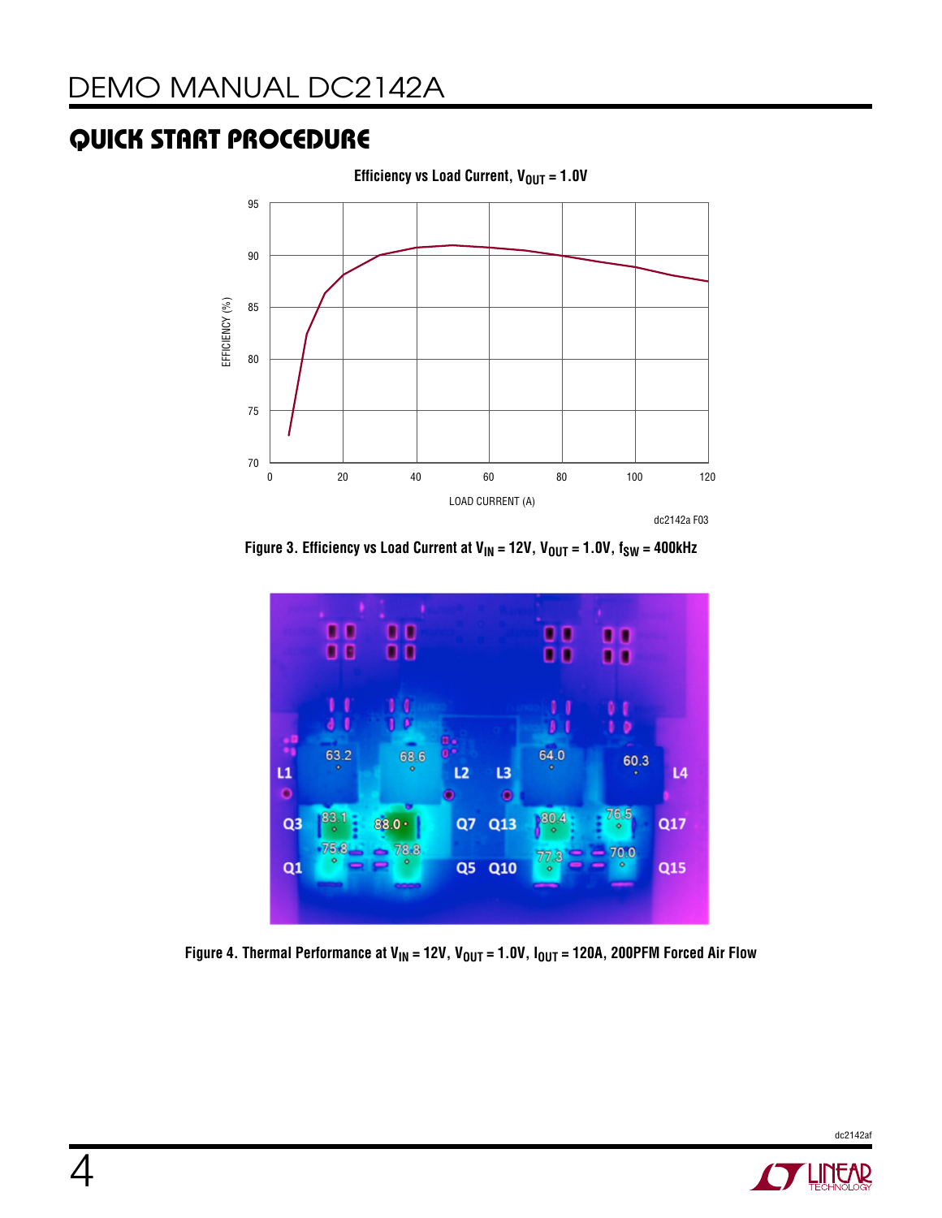## QUICK START PROCEDURE

Efficiency vs Load Current, $V_{OUT}$ = 1.0V

Figure 3. Efficiency vs Load Current at $V_{IN}$ = 12V, $V_{OUT}$ = 1.0V, $f_{SW}$ = 400kHz

Figure 4. Thermal Performance at $V_{IN}$ = 12V, $V_{OUT}$ = 1.0V, $I_{OUT}$ = 120A, 200PFM Forced Air Flow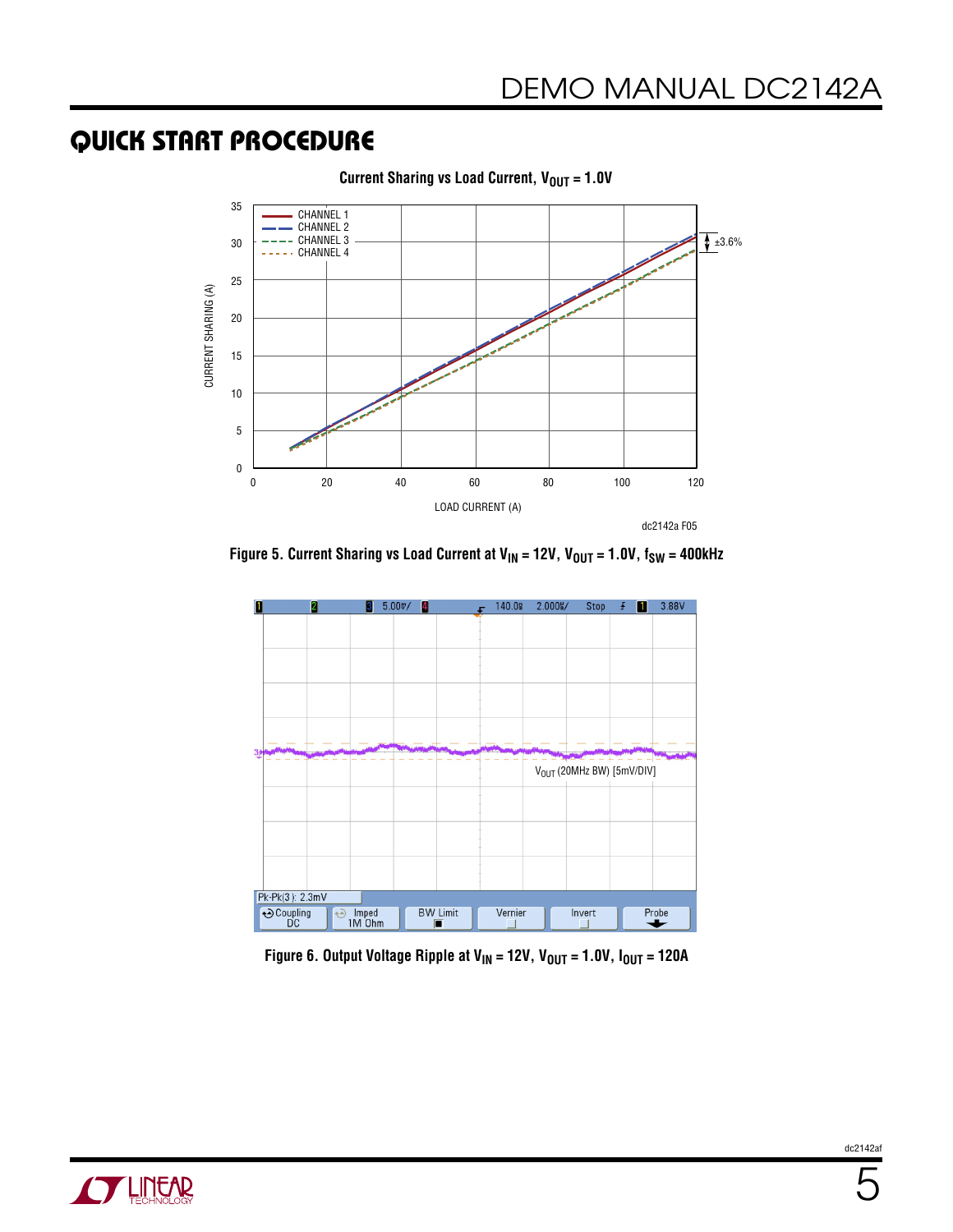## QUICK START PROCEDURE

Figure 5. Current Sharing vs Load Current at $V_{IN}$ = 12V, $V_{OUT}$ = 1.0V, $f_{SW}$ = 400kHz

Figure 6. Output Voltage Ripple at $V_{IN}$ = 12V, $V_{OUT}$ = 1.0V, $I_{OUT}$ = 120A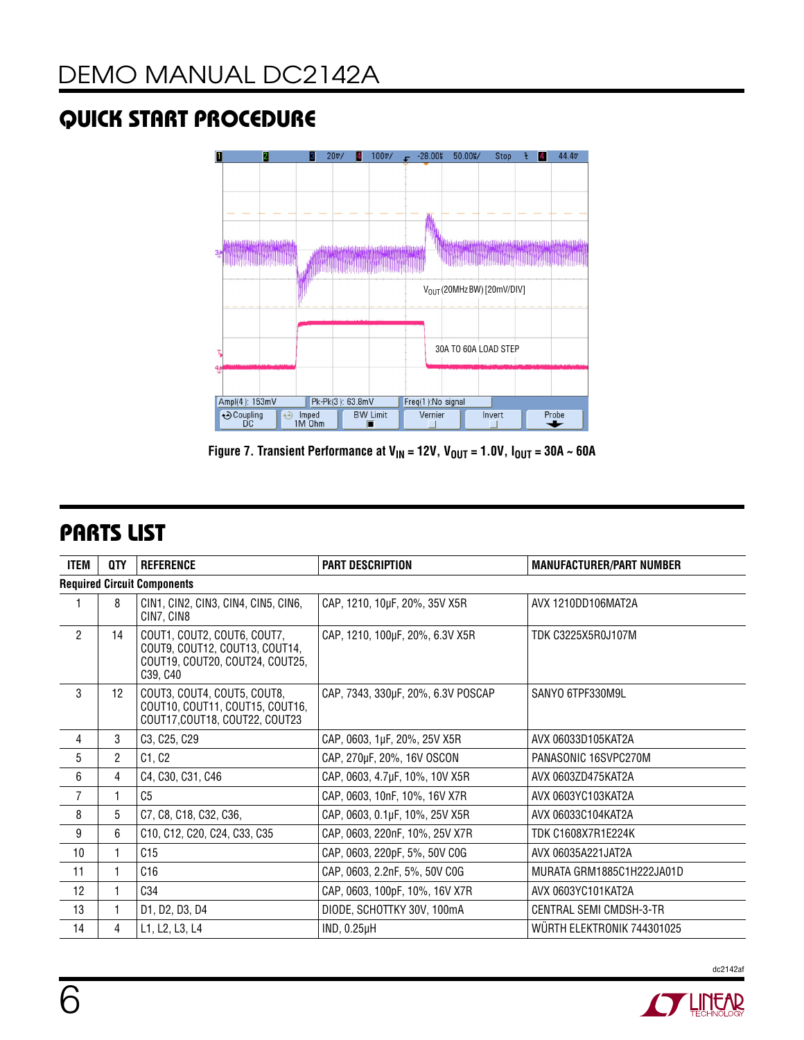## QUICK START PROCEDURE

Figure 7. Transient Performance at $V_{IN}$ = 12V, $V_{OUT}$ = 1.0V, $I_{OUT}$ = 30A ~ 60A

## PARTS LIST

| ITEM | QTY | REFERENCE | PART DESCRIPTION | MANUFACTURER/PART NUMBER |
|---|---|---|---|---|
| **Required Circuit Components** | | | | |
| 1 | 8 | CIN1, CIN2, CIN3, CIN4, CIN5, CIN6, CIN7, CIN8 | CAP, 1210, 10µF, 20%, 35V X5R | AVX 1210DD106MAT2A |
| 2 | 14 | COUT1, COUT2, COUT6, COUT7, COUT9, COUT12, COUT13, COUT14, COUT19, COUT20, COUT24, COUT25, C39, C40 | CAP, 1210, 100µF, 20%, 6.3V X5R | TDK C3225X5R0J107M |
| 3 | 12 | COUT3, COUT4, COUT5, COUT8, COUT10, COUT11, COUT15, COUT16, COUT17,COUT18, COUT22, COUT23 | CAP, 7343, 330µF, 20%, 6.3V POSCAP | SANYO 6TPF330M9L |
| 4 | 3 | C3, C25, C29 | CAP, 0603, 1µF, 20%, 25V X5R | AVX 06033D105KAT2A |
| 5 | 2 | C1, C2 | CAP, 270µF, 20%, 16V OSCON | PANASONIC 16SVPC270M |
| 6 | 4 | C4, C30, C31, C46 | CAP, 0603, 4.7µF, 10%, 10V X5R | AVX 0603ZD475KAT2A |
| 7 | 1 | C5 | CAP, 0603, 10nF, 10%, 16V X7R | AVX 0603YC103KAT2A |
| 8 | 5 | C7, C8, C18, C32, C36, | CAP, 0603, 0.1µF, 10%, 25V X5R | AVX 06033C104KAT2A |
| 9 | 6 | C10, C12, C20, C24, C33, C35 | CAP, 0603, 220nF, 10%, 25V X7R | TDK C1608X7R1E224K |
| 10 | 1 | C15 | CAP, 0603, 220pF, 5%, 50V C0G | AVX 06035A221JAT2A |
| 11 | 1 | C16 | CAP, 0603, 2.2nF, 5%, 50V C0G | MURATA GRM1885C1H222JA01D |
| 12 | 1 | C34 | CAP, 0603, 100pF, 10%, 16V X7R | AVX 0603YC101KAT2A |
| 13 | 1 | D1, D2, D3, D4 | DIODE, SCHOTTKY 30V, 100mA | CENTRAL SEMI CMDSH-3-TR |
| 14 | 4 | L1, L2, L3, L4 | IND, 0.25µH | WÜRTH ELEKTRONIK 744301025 |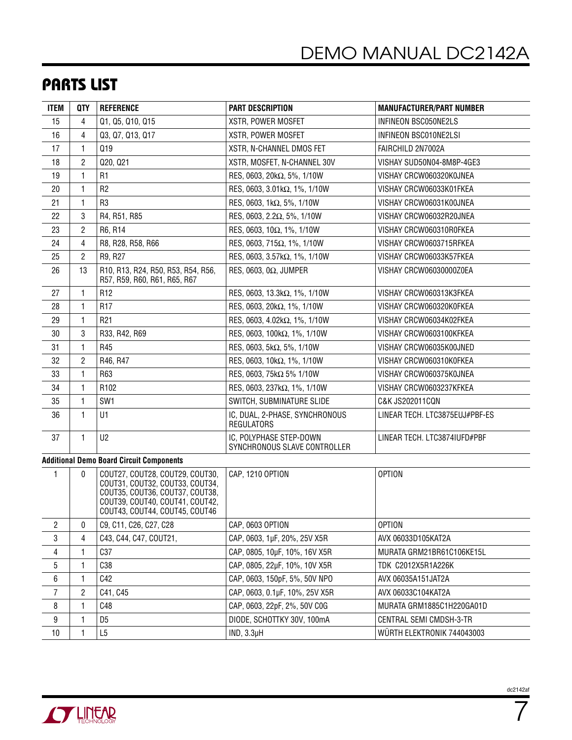## PARTS LIST

| ITEM | QTY | REFERENCE | PART DESCRIPTION | MANUFACTURER/PART NUMBER |
|---|---|---|---|---|
| 15 | 4 | Q1, Q5, Q10, Q15 | XSTR, POWER MOSFET | INFINEON BSC050NE2LS |
| 16 | 4 | Q3, Q7, Q13, Q17 | XSTR, POWER MOSFET | INFINEON BSC010NE2LSI |
| 17 | 1 | Q19 | XSTR, N-CHANNEL DMOS FET | FAIRCHILD 2N7002A |
| 18 | 2 | Q20, Q21 | XSTR, MOSFET, N-CHANNEL 30V | VISHAY SUD50N04-8M8P-4GE3 |
| 19 | 1 | R1 | RES, 0603, 20kΩ, 5%, 1/10W | VISHAY CRCW060320K0JNEA |
| 20 | 1 | R2 | RES, 0603, 3.01kΩ, 1%, 1/10W | VISHAY CRCW06033K01FKEA |
| 21 | 1 | R3 | RES, 0603, 1kΩ, 5%, 1/10W | VISHAY CRCW06031K00JNEA |
| 22 | 3 | R4, R51, R85 | RES, 0603, 2.2Ω, 5%, 1/10W | VISHAY CRCW06032R20JNEA |
| 23 | 2 | R6, R14 | RES, 0603, 10Ω, 1%, 1/10W | VISHAY CRCW060310R0FKEA |
| 24 | 4 | R8, R28, R58, R66 | RES, 0603, 715Ω, 1%, 1/10W | VISHAY CRCW0603715RFKEA |
| 25 | 2 | R9, R27 | RES, 0603, 3.57kΩ, 1%, 1/10W | VISHAY CRCW06033K57FKEA |
| 26 | 13 | R10, R13, R24, R50, R53, R54, R56, R57, R59, R60, R61, R65, R67 | RES, 0603, 0Ω, JUMPER | VISHAY CRCW06030000Z0EA |
| 27 | 1 | R12 | RES, 0603, 13.3kΩ, 1%, 1/10W | VISHAY CRCW060313K3FKEA |
| 28 | 1 | R17 | RES, 0603, 20kΩ, 1%, 1/10W | VISHAY CRCW060320K0FKEA |
| 29 | 1 | R21 | RES, 0603, 4.02kΩ, 1%, 1/10W | VISHAY CRCW06034K02FKEA |
| 30 | 3 | R33, R42, R69 | RES, 0603, 100kΩ, 1%, 1/10W | VISHAY CRCW0603100KFKEA |
| 31 | 1 | R45 | RES, 0603, 5kΩ, 5%, 1/10W | VISHAY CRCW06035K00JNED |
| 32 | 2 | R46, R47 | RES, 0603, 10kΩ, 1%, 1/10W | VISHAY CRCW060310K0FKEA |
| 33 | 1 | R63 | RES, 0603, 75kΩ 5% 1/10W | VISHAY CRCW060375K0JNEA |
| 34 | 1 | R102 | RES, 0603, 237kΩ, 1%, 1/10W | VISHAY CRCW0603237KFKEA |
| 35 | 1 | SW1 | SWITCH, SUBMINATURE SLIDE | C&K JS202011CQN |
| 36 | 1 | U1 | IC, DUAL, 2-PHASE, SYNCHRONOUS REGULATORS | LINEAR TECH. LTC3875EUJ#PBF-ES |
| 37 | 1 | U2 | IC, POLYPHASE STEP-DOWN SYNCHRONOUS SLAVE CONTROLLER | LINEAR TECH. LTC3874IUFD#PBF |

**Additional Demo Board Circuit Components**

| ITEM | QTY | REFERENCE | PART DESCRIPTION | MANUFACTURER/PART NUMBER |
|---|---|---|---|---|
| 1 | 0 | COUT27, COUT28, COUT29, COUT30, COUT31, COUT32, COUT33, COUT34, COUT35, COUT36, COUT37, COUT38, COUT39, COUT40, COUT41, COUT42, COUT43, COUT44, COUT45, COUT46 | CAP, 1210 OPTION | OPTION |
| 2 | 0 | C9, C11, C26, C27, C28 | CAP, 0603 OPTION | OPTION |
| 3 | 4 | C43, C44, C47, COUT21, | CAP, 0603, 1µF, 20%, 25V X5R | AVX 06033D105KAT2A |
| 4 | 1 | C37 | CAP, 0805, 10µF, 10%, 16V X5R | MURATA GRM21BR61C106KE15L |
| 5 | 1 | C38 | CAP, 0805, 22µF, 10%, 10V X5R | TDK C2012X5R1A226K |
| 6 | 1 | C42 | CAP, 0603, 150pF, 5%, 50V NPO | AVX 06035A151JAT2A |
| 7 | 2 | C41, C45 | CAP, 0603, 0.1µF, 10%, 25V X5R | AVX 06033C104KAT2A |
| 8 | 1 | C48 | CAP, 0603, 22pF, 2%, 50V C0G | MURATA GRM1885C1H220GA01D |
| 9 | 1 | D5 | DIODE, SCHOTTKY 30V, 100mA | CENTRAL SEMI CMDSH-3-TR |
| 10 | 1 | L5 | IND, 3.3µH | WÜRTH ELEKTRONIK 744043003 |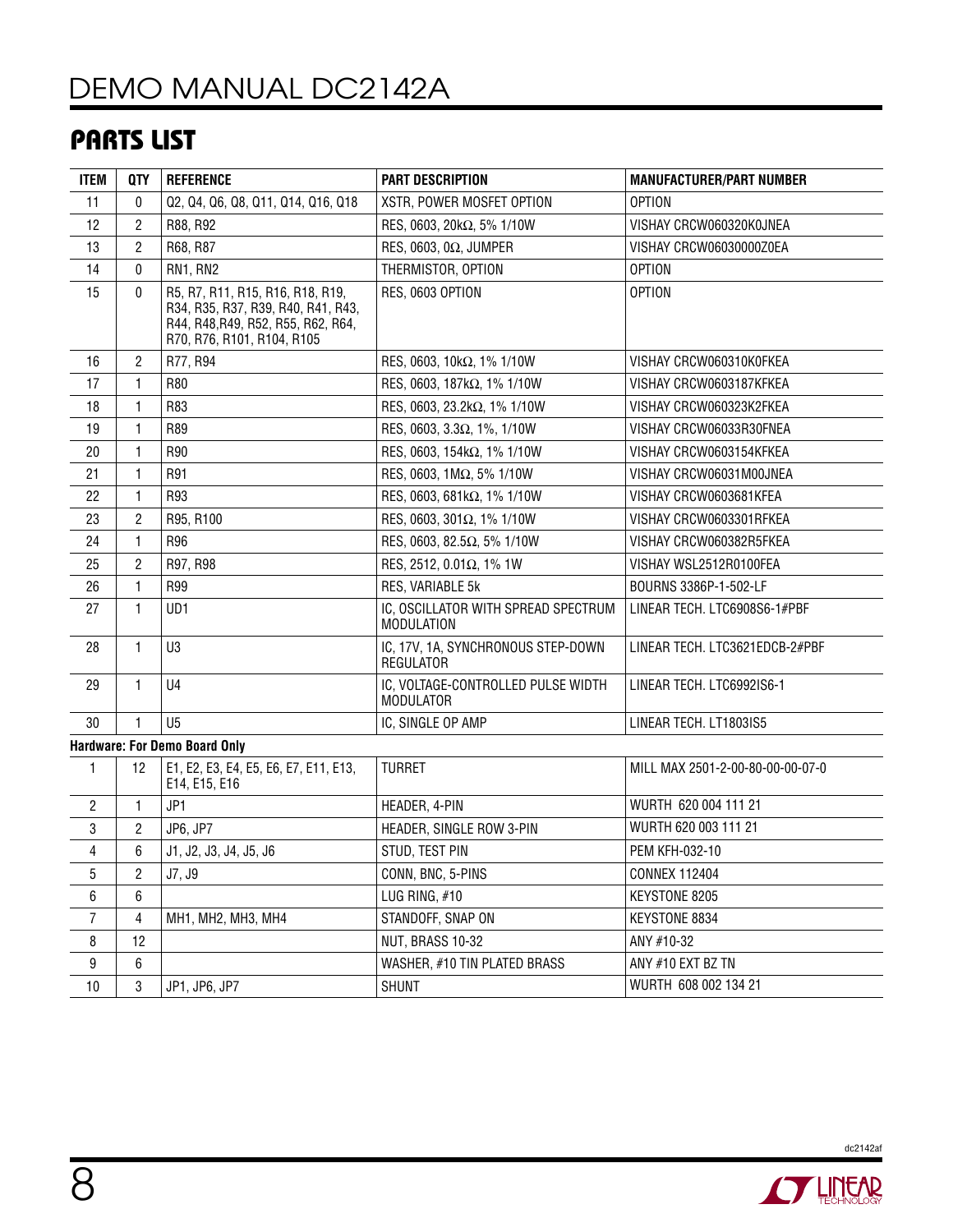## PARTS LIST

| ITEM | QTY | REFERENCE | PART DESCRIPTION | MANUFACTURER/PART NUMBER |
|---|---|---|---|---|
| 11 | 0 | Q2, Q4, Q6, Q8, Q11, Q14, Q16, Q18 | XSTR, POWER MOSFET OPTION | OPTION |
| 12 | 2 | R88, R92 | RES, 0603, 20kΩ, 5% 1/10W | VISHAY CRCW060320K0JNEA |
| 13 | 2 | R68, R87 | RES, 0603, 0Ω, JUMPER | VISHAY CRCW06030000Z0EA |
| 14 | 0 | RN1, RN2 | THERMISTOR, OPTION | OPTION |
| 15 | 0 | R5, R7, R11, R15, R16, R18, R19, R34, R35, R37, R39, R40, R41, R43, R44, R48,R49, R52, R55, R62, R64, R70, R76, R101, R104, R105 | RES, 0603 OPTION | OPTION |
| 16 | 2 | R77, R94 | RES, 0603, 10kΩ, 1% 1/10W | VISHAY CRCW060310K0FKEA |
| 17 | 1 | R80 | RES, 0603, 187kΩ, 1% 1/10W | VISHAY CRCW0603187KFKEA |
| 18 | 1 | R83 | RES, 0603, 23.2kΩ, 1% 1/10W | VISHAY CRCW060323K2FKEA |
| 19 | 1 | R89 | RES, 0603, 3.3Ω, 1%, 1/10W | VISHAY CRCW06033R30FNEA |
| 20 | 1 | R90 | RES, 0603, 154kΩ, 1% 1/10W | VISHAY CRCW0603154KFKEA |
| 21 | 1 | R91 | RES, 0603, 1MΩ, 5% 1/10W | VISHAY CRCW06031M00JNEA |
| 22 | 1 | R93 | RES, 0603, 681kΩ, 1% 1/10W | VISHAY CRCW0603681KFEA |
| 23 | 2 | R95, R100 | RES, 0603, 301Ω, 1% 1/10W | VISHAY CRCW0603301RFKEA |
| 24 | 1 | R96 | RES, 0603, 82.5Ω, 5% 1/10W | VISHAY CRCW060382R5FKEA |
| 25 | 2 | R97, R98 | RES, 2512, 0.01Ω, 1% 1W | VISHAY WSL2512R0100FEA |
| 26 | 1 | R99 | RES, VARIABLE 5k | BOURNS 3386P-1-502-LF |
| 27 | 1 | UD1 | IC, OSCILLATOR WITH SPREAD SPECTRUM MODULATION | LINEAR TECH. LTC6908S6-1#PBF |
| 28 | 1 | U3 | IC, 17V, 1A, SYNCHRONOUS STEP-DOWN REGULATOR | LINEAR TECH. LTC3621EDCB-2#PBF |
| 29 | 1 | U4 | IC, VOLTAGE-CONTROLLED PULSE WIDTH MODULATOR | LINEAR TECH. LTC6992IS6-1 |
| 30 | 1 | U5 | IC, SINGLE OP AMP | LINEAR TECH. LT1803IS5 |
| **Hardware: For Demo Board Only** | | | | |
| 1 | 12 | E1, E2, E3, E4, E5, E6, E7, E11, E13, E14, E15, E16 | TURRET | MILL MAX 2501-2-00-80-00-00-07-0 |
| 2 | 1 | JP1 | HEADER, 4-PIN | WURTH 620 004 111 21 |
| 3 | 2 | JP6, JP7 | HEADER, SINGLE ROW 3-PIN | WURTH 620 003 111 21 |
| 4 | 6 | J1, J2, J3, J4, J5, J6 | STUD, TEST PIN | PEM KFH-032-10 |
| 5 | 2 | J7, J9 | CONN, BNC, 5-PINS | CONNEX 112404 |
| 6 | 6 | | LUG RING, #10 | KEYSTONE 8205 |
| 7 | 4 | MH1, MH2, MH3, MH4 | STANDOFF, SNAP ON | KEYSTONE 8834 |
| 8 | 12 | | NUT, BRASS 10-32 | ANY #10-32 |
| 9 | 6 | | WASHER, #10 TIN PLATED BRASS | ANY #10 EXT BZ TN |
| 10 | 3 | JP1, JP6, JP7 | SHUNT | WURTH 608 002 134 21 |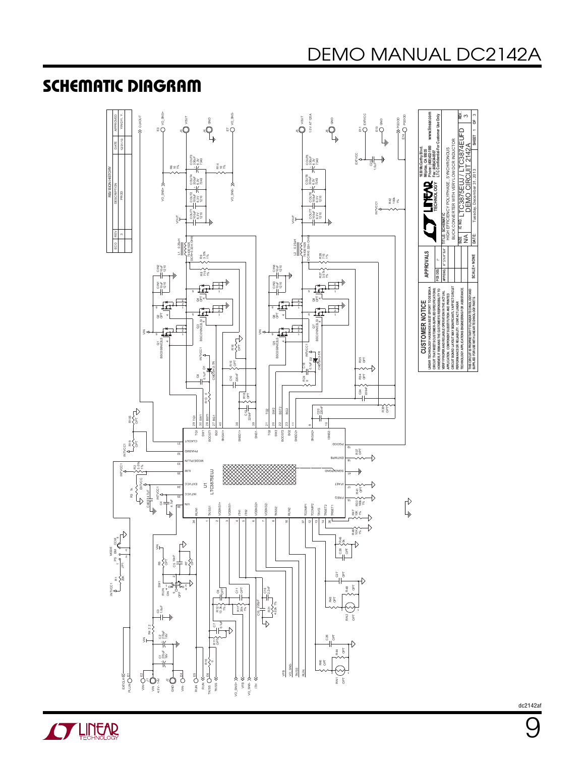# SCHEMATIC DIAGRAM

| REVISION HISTORY | | | | |
|---|---|---|---|---|
| ECO | REV | DESCRIPTION | DATE | APPROVED |
| | 3 | PROD | 12/31/13 | YING YI. Y |

**CUSTOMER NOTICE**

LINEAR TECHNOLOGY HAS MADE A BEST EFFORT TO DESIGN A CIRCUIT THAT MEETS CUSTOMER-SUPPLIED SPECIFICATIONS; HOWEVER, IT REMAINS THE CUSTOMER'S RESPONSIBILITY TO VERIFY PROPER AND RELIABLE OPERATION IN THE ACTUAL APPLICATION. COMPONENT SUBSTITUTION AND PRINTED CIRCUIT BOARD LAYOUT MAY SIGNIFICANTLY AFFECT CIRCUIT PERFORMANCE OR RELIABILITY. CONTACT LINEAR TECHNOLOGY APPLICATIONS ENGINEERING FOR ASSISTANCE.

THIS CIRCUIT IS PROPRIETARY TO LINEAR TECHNOLOGY AND SUPPLIED FOR USE WITH LINEAR TECHNOLOGY PARTS.

| APPROVALS | |
|---|---|
| PCB DES. | Y |
| APP ENG. | #"S"L#"&#" |

SCALE = NONE

1630 McCarthy Blvd.
Milpitas, CA 95035
Phone: (408)432-1900
Fax: (408)434-0507
www.linear.com
LTC Confidential-For Customer Use Only

TITLE: SCHEMATIC
HIGH EFFICIENCY POLYPHASE, SYNCHRONOUS BUCK CONVERTER WITH VERY LOW DCR INDUCTOR

| SIZE | IC NO. | REV. |
|---|---|---|
| N/A | LTC3875EUJ / LTC3874EUFD | 3 |
| | DEMO CIRCUIT 2142A | |

DATE: Tuesday, December 31, 2013 SHEET 1 OF 3

dc2142af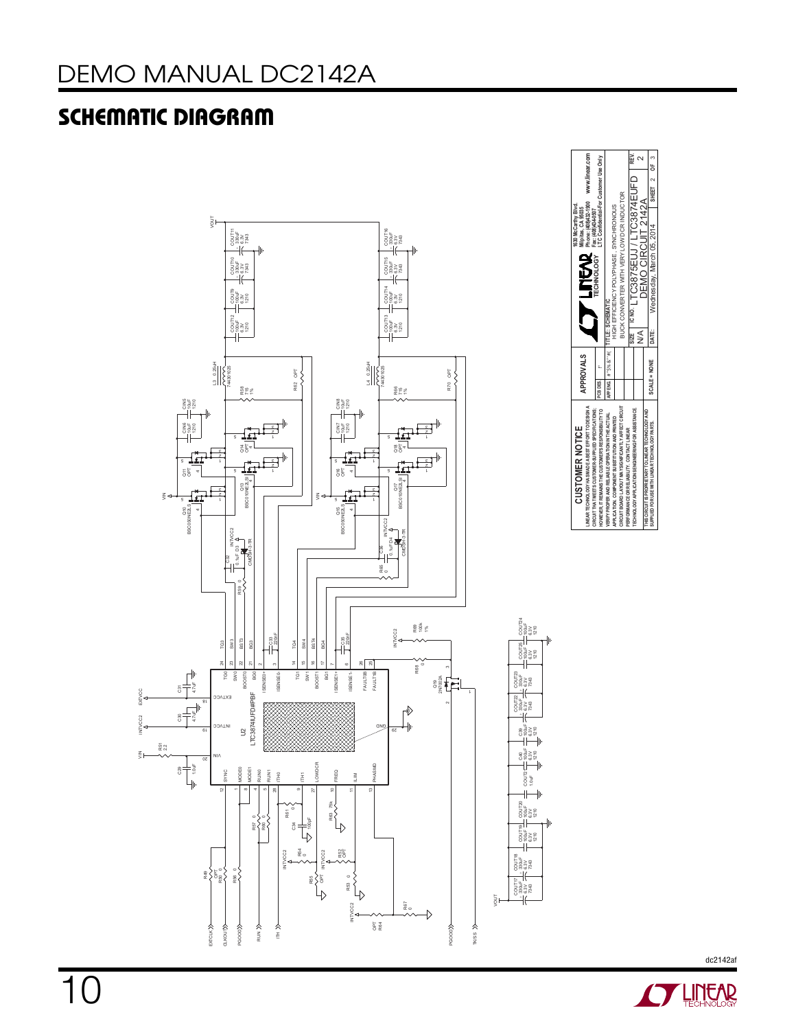## SCHEMATIC DIAGRAM

**CUSTOMER NOTICE**

LINEAR TECHNOLOGY HAS MADE A BEST EFFORT TO DESIGN A CIRCUIT THAT MEETS CUSTOMER-SUPPLIED SPECIFICATIONS; HOWEVER, IT REMAINS THE CUSTOMER'S RESPONSIBILITY TO VERIFY PROPER AND RELIABLE OPERATION IN THE ACTUAL APPLICATION. COMPONENT SUBSTITUTION AND PRINTED CIRCUIT BOARD LAYOUT MAY SIGNIFICANTLY AFFECT CIRCUIT PERFORMANCE OR RELIABILITY. CONTACT LINEAR TECHNOLOGY APPLICATIONS ENGINEERING FOR ASSISTANCE.

THIS CIRCUIT IS PROPRIETARY TO LINEAR TECHNOLOGY AND SUPPLIED FOR USE WITH LINEAR TECHNOLOGY PARTS.

| APPROVALS | |
|---|---|
| PCB DES. | |
| APP ENG. | |

| | |
|---|---|
| TITLE: SCHEMATIC | HIGH EFFICIENCY POLYPHASE, SYNCHRONOUS BUCK CONVERTER WITH VERY LOW DCR INDUCTOR |
| SIZE | N/A |
| IC NO. | LTC3876EUJ / LTC3874EUFD |
| | DEMO CIRCUIT 2142A |
| REV | 2 |
| SCALE = NONE | DATE: Wednesday, March 05, 2014 |
| SHEET | 2 OF 3 |

1630 McCarthy Blvd.
Milpitas, CA 95035
Phone: (408)432-1900
Fax: (408)434-0507
www.linear.com
LTC Confidential-For Customer Use Only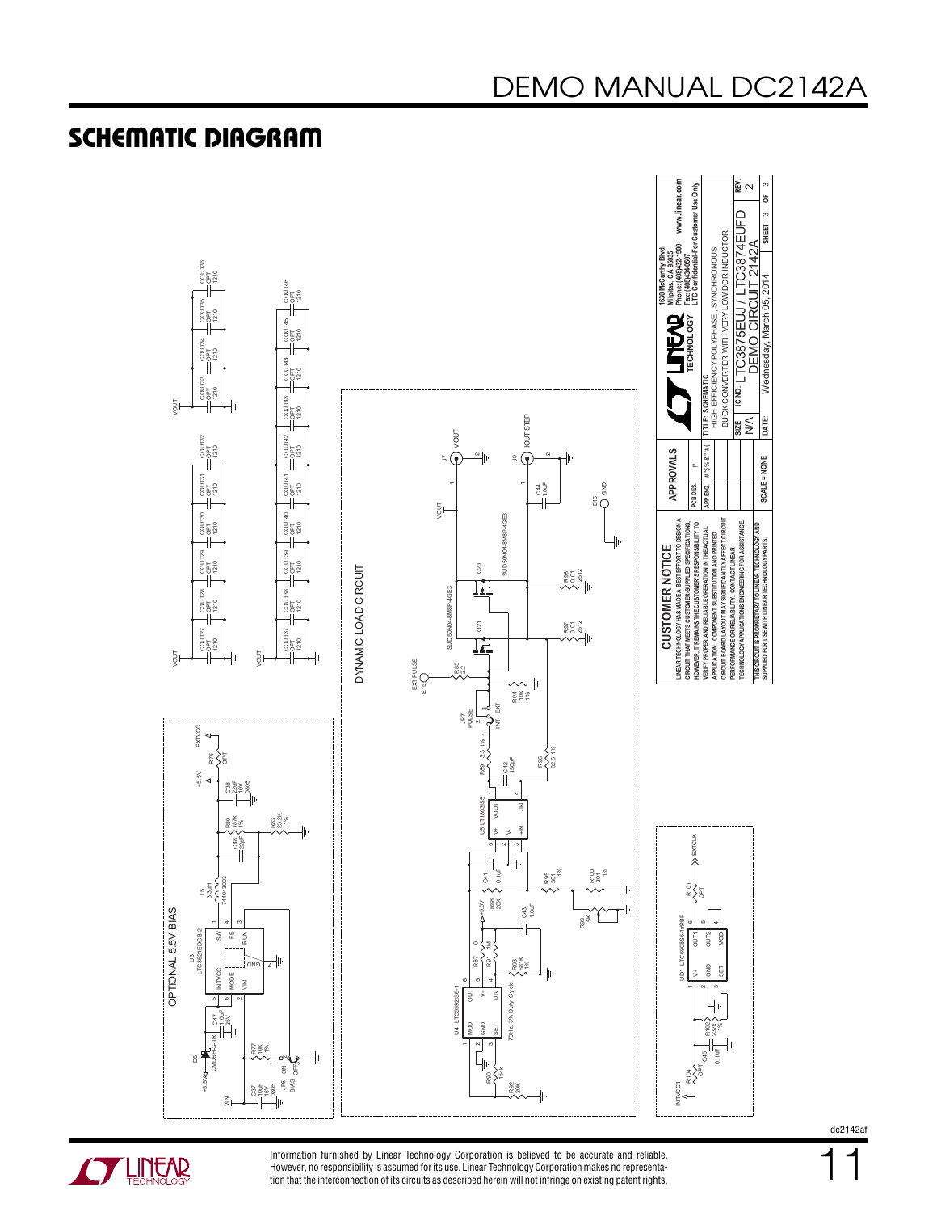## SCHEMATIC DIAGRAM

OPTIONAL 5.5V BIAS

DYNAMIC LOAD CIRCUIT

**CUSTOMER NOTICE**

LINEAR TECHNOLOGY HAS MADE A BEST EFFORT TO DESIGN A CIRCUIT THAT MEETS CUSTOMER-SUPPLIED SPECIFICATIONS; HOWEVER, IT REMAINS THE CUSTOMER'S RESPONSIBILITY TO VERIFY PROPER AND RELIABLE OPERATION IN THE ACTUAL APPLICATION. COMPONENT SUBSTITUTION AND PRINTED CIRCUIT BOARD LAYOUT MAY SIGNIFICANTLY AFFECT CIRCUIT PERFORMANCE OR RELIABILITY. CONTACT LINEAR TECHNOLOGY APPLICATIONS ENGINEERING FOR ASSISTANCE.

THIS CIRCUIT IS PROPRIETARY TO LINEAR TECHNOLOGY AND SUPPLIED FOR USE WITH LINEAR TECHNOLOGY PARTS.

| APPROVALS | |
|---|---|
| PCB DES. | |
| APP ENG. | |

SCALE = NONE

LINEAR TECHNOLOGY — 1630 McCarthy Blvd. Milpitas, CA 95035 Phone: (408)432-1900 www.linear.com Fax: (408)434-0507 LTC Confidential-For Customer Use Only

TITLE: SCHEMATIC HIGH EFFICIENCY POLYPHASE, SYNCHRONOUS BUCK CONVERTER WITH VERY LOW DCR INDUCTOR

| SIZE | IC NO. | REV. |
|---|---|---|
| N/A | LTC3875EUJ / LTC3874EUFD DEMO CIRCUIT 2142A | 2 |

DATE: Wednesday, March 05, 2014 SHEET 3 OF 3

dc2142af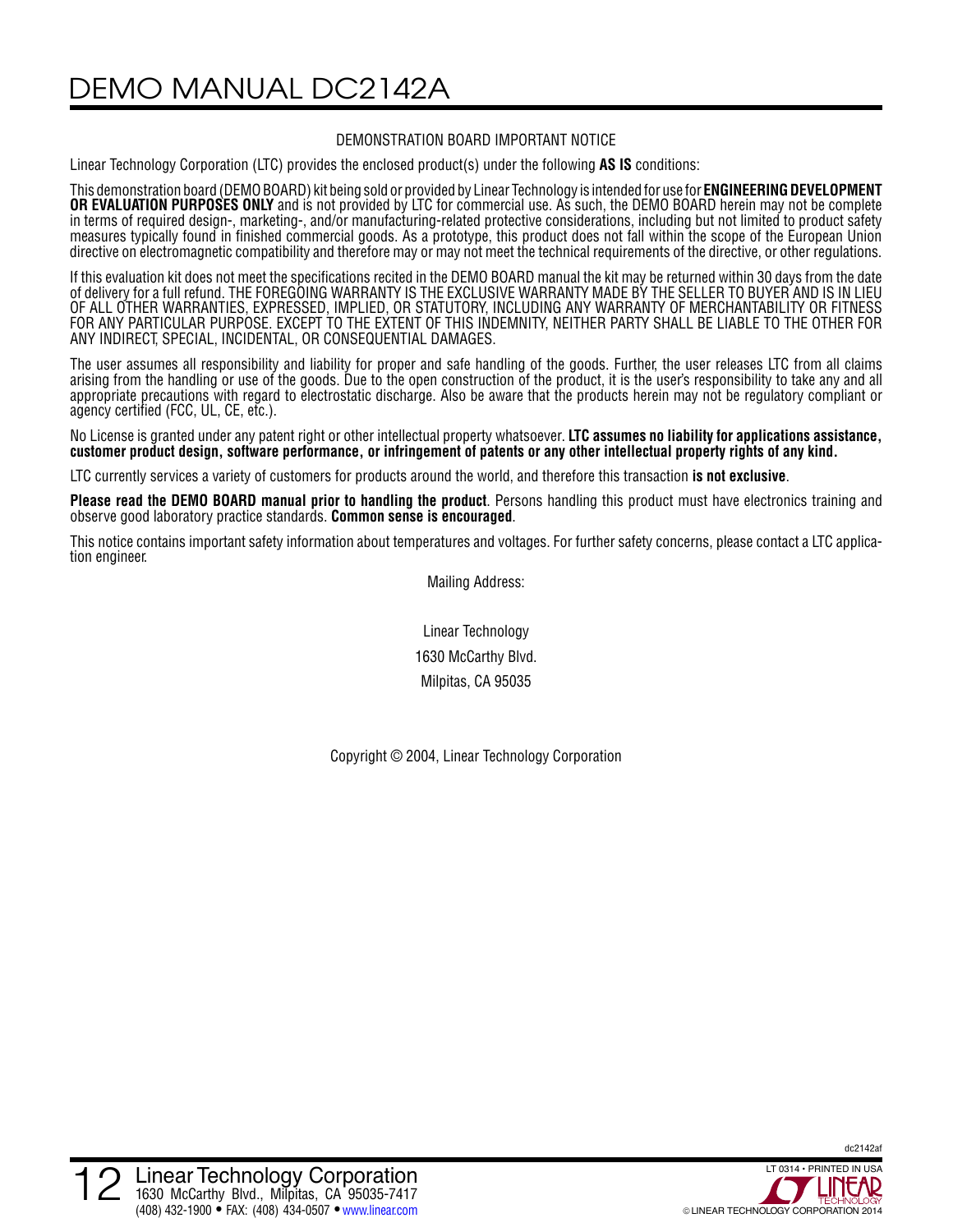## DEMONSTRATION BOARD IMPORTANT NOTICE

Linear Technology Corporation (LTC) provides the enclosed product(s) under the following **AS IS** conditions:

This demonstration board (DEMO BOARD) kit being sold or provided by Linear Technology is intended for use for **ENGINEERING DEVELOPMENT OR EVALUATION PURPOSES ONLY** and is not provided by LTC for commercial use. As such, the DEMO BOARD herein may not be complete in terms of required design-, marketing-, and/or manufacturing-related protective considerations, including but not limited to product safety measures typically found in finished commercial goods. As a prototype, this product does not fall within the scope of the European Union directive on electromagnetic compatibility and therefore may or may not meet the technical requirements of the directive, or other regulations.

If this evaluation kit does not meet the specifications recited in the DEMO BOARD manual the kit may be returned within 30 days from the date of delivery for a full refund. THE FOREGOING WARRANTY IS THE EXCLUSIVE WARRANTY MADE BY THE SELLER TO BUYER AND IS IN LIEU OF ALL OTHER WARRANTIES, EXPRESSED, IMPLIED, OR STATUTORY, INCLUDING ANY WARRANTY OF MERCHANTABILITY OR FITNESS FOR ANY PARTICULAR PURPOSE. EXCEPT TO THE EXTENT OF THIS INDEMNITY, NEITHER PARTY SHALL BE LIABLE TO THE OTHER FOR ANY INDIRECT, SPECIAL, INCIDENTAL, OR CONSEQUENTIAL DAMAGES.

The user assumes all responsibility and liability for proper and safe handling of the goods. Further, the user releases LTC from all claims arising from the handling or use of the goods. Due to the open construction of the product, it is the user's responsibility to take any and all appropriate precautions with regard to electrostatic discharge. Also be aware that the products herein may not be regulatory compliant or agency certified (FCC, UL, CE, etc.).

No License is granted under any patent right or other intellectual property whatsoever. **LTC assumes no liability for applications assistance, customer product design, software performance, or infringement of patents or any other intellectual property rights of any kind.**

LTC currently services a variety of customers for products around the world, and therefore this transaction **is not exclusive**.

**Please read the DEMO BOARD manual prior to handling the product**. Persons handling this product must have electronics training and observe good laboratory practice standards. **Common sense is encouraged**.

This notice contains important safety information about temperatures and voltages. For further safety concerns, please contact a LTC application engineer.

Mailing Address:

Linear Technology

1630 McCarthy Blvd.

Milpitas, CA 95035

Copyright © 2004, Linear Technology Corporation

Linear Technology Corporation
1630 McCarthy Blvd., Milpitas, CA 95035-7417
(408) 432-1900 • FAX: (408) 434-0507 • www.linear.com

LT 0314 • PRINTED IN USA

© LINEAR TECHNOLOGY CORPORATION 2014